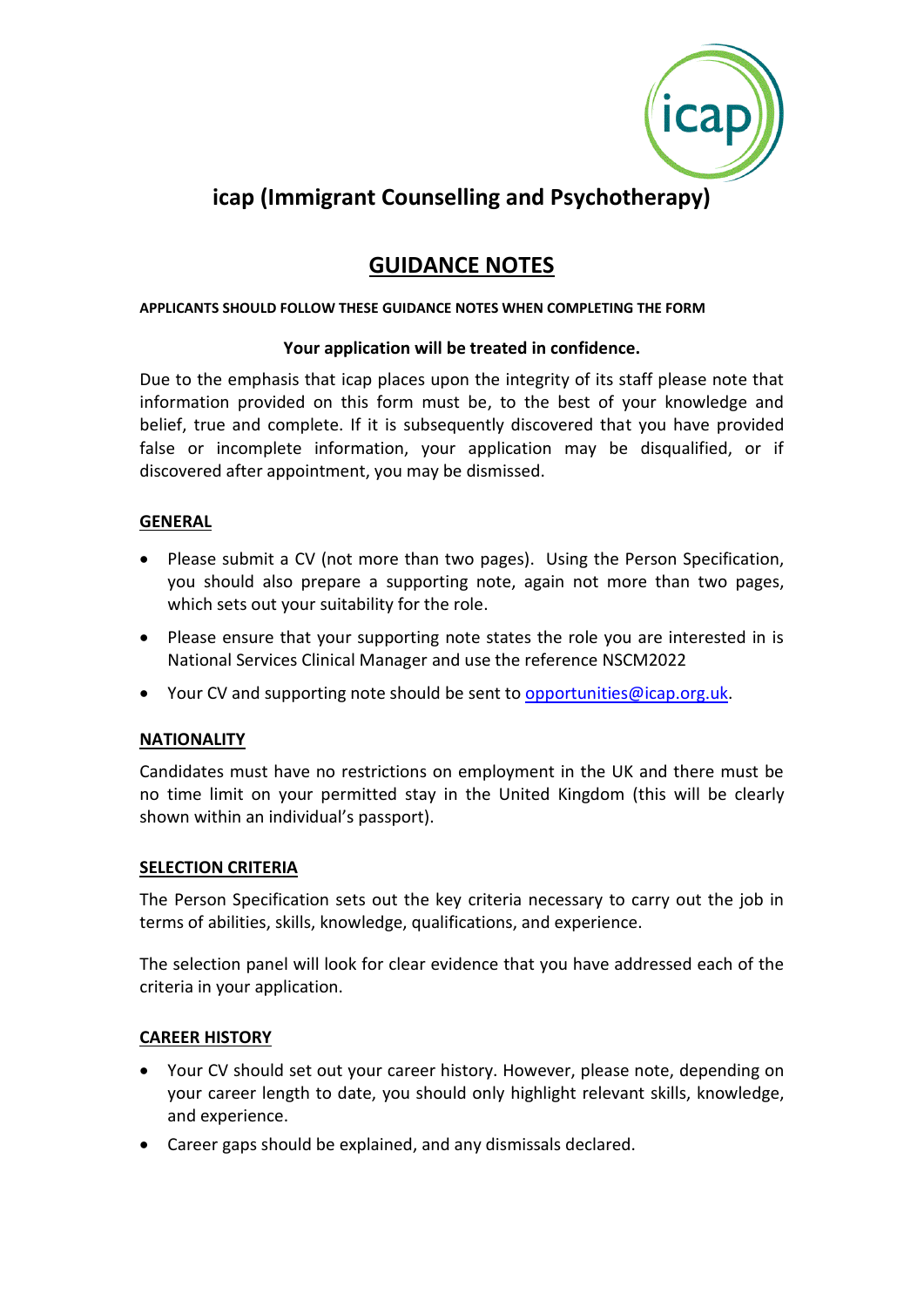# icap (Immigrant Counselling and Psychotherapy)

## GUIDANCE NOTES

**APPLICANTS SHOULD FOLLOW THESE GUIDANCE NOTES WHEN COMPLETING THE FORM**

**Your application will be treated in confidence.**

Due to the emphasis that icap places upon the integrity of its staff please note that information provided on this form must be, to the best of your knowledge and belief, true and complete. If it is subsequently discovered that you have provided false or incomplete information, your application may be disqualified, or if discovered after appointment, you may be dismissed.

### GENERAL

- Please submit a CV (not more than two pages). Using the Person Specification, you should also prepare a supporting note, again not more than two pages, which sets out your suitability for the role.
- Please ensure that your supporting note states the role you are interested in is National Services Clinical Manager and use the reference NSCM2022
- Your CV and supporting note should be sent to opportunities@icap.org.uk.

### NATIONALITY

Candidates must have no restrictions on employment in the UK and there must be no time limit on your permitted stay in the United Kingdom (this will be clearly shown within an individual's passport).

### SELECTION CRITERIA

The Person Specification sets out the key criteria necessary to carry out the job in terms of abilities, skills, knowledge, qualifications, and experience.

The selection panel will look for clear evidence that you have addressed each of the criteria in your application.

### CAREER HISTORY

- Your CV should set out your career history. However, please note, depending on your career length to date, you should only highlight relevant skills, knowledge, and experience.
- Career gaps should be explained, and any dismissals declared.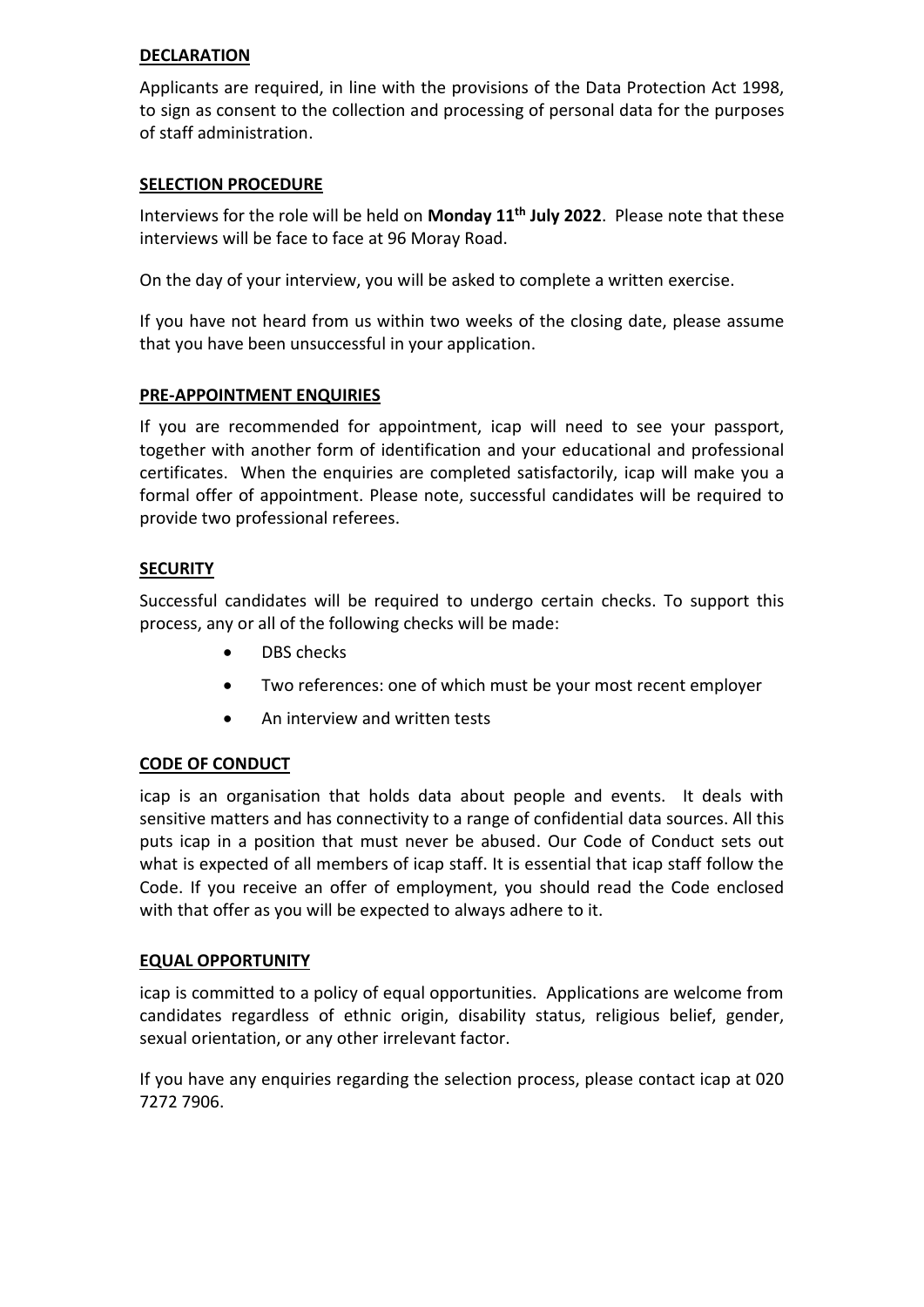## DECLARATION

Applicants are required, in line with the provisions of the Data Protection Act 1998, to sign as consent to the collection and processing of personal data for the purposes of staff administration.

## SELECTION PROCEDURE

Interviews for the role will be held on **Monday 11th July 2022**. Please note that these interviews will be face to face at 96 Moray Road.

On the day of your interview, you will be asked to complete a written exercise.

If you have not heard from us within two weeks of the closing date, please assume that you have been unsuccessful in your application.

## PRE-APPOINTMENT ENQUIRIES

If you are recommended for appointment, icap will need to see your passport, together with another form of identification and your educational and professional certificates. When the enquiries are completed satisfactorily, icap will make you a formal offer of appointment. Please note, successful candidates will be required to provide two professional referees.

## SECURITY

Successful candidates will be required to undergo certain checks. To support this process, any or all of the following checks will be made:

- DBS checks
- Two references: one of which must be your most recent employer
- An interview and written tests

## CODE OF CONDUCT

icap is an organisation that holds data about people and events. It deals with sensitive matters and has connectivity to a range of confidential data sources. All this puts icap in a position that must never be abused. Our Code of Conduct sets out what is expected of all members of icap staff. It is essential that icap staff follow the Code. If you receive an offer of employment, you should read the Code enclosed with that offer as you will be expected to always adhere to it.

## EQUAL OPPORTUNITY

icap is committed to a policy of equal opportunities. Applications are welcome from candidates regardless of ethnic origin, disability status, religious belief, gender, sexual orientation, or any other irrelevant factor.

If you have any enquiries regarding the selection process, please contact icap at 020 7272 7906.